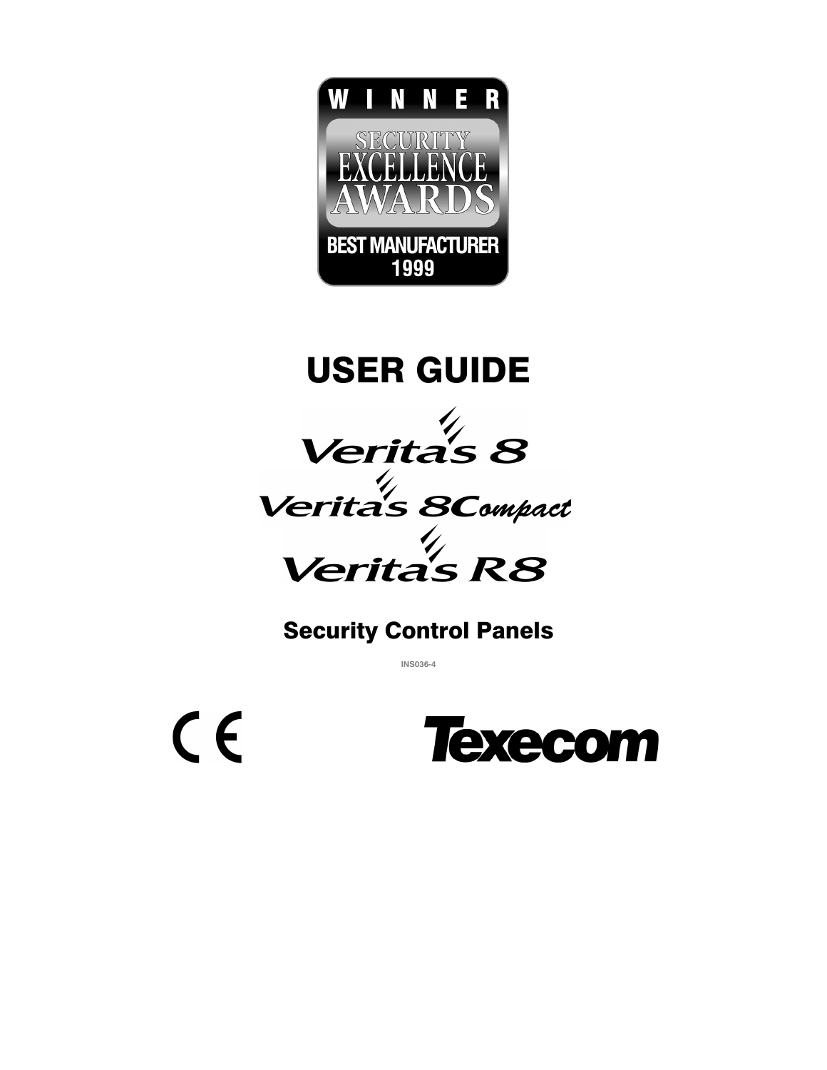WINNER

SECURITY EXCELLENCE AWARDS

BEST MANUFACTURER 1999

# USER GUIDE

## Veritas 8

## Veritas 8Compact

## Veritas R8

### Security Control Panels

INS036-4

CE

Texecom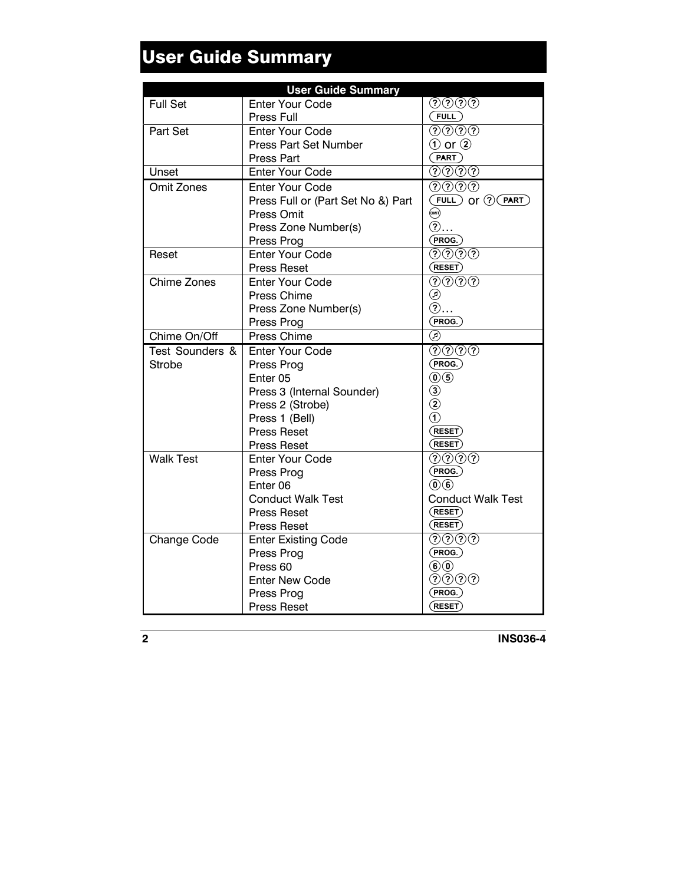# User Guide Summary

| User Guide Summary | | |
|---|---|---|
| Full Set | Enter Your Code<br>Press Full | ?????<br>(FULL) |
| Part Set | Enter Your Code<br>Press Part Set Number<br>Press Part | ????<br>① or ②<br>(PART) |
| Unset | Enter Your Code | ???? |
| Omit Zones | Enter Your Code<br>Press Full or (Part Set No &) Part<br>Press Omit<br>Press Zone Number(s)<br>Press Prog | ????<br>(FULL) or ? (PART)<br>(OMIT)<br>?…<br>(PROG.) |
| Reset | Enter Your Code<br>Press Reset | ????<br>(RESET) |
| Chime Zones | Enter Your Code<br>Press Chime<br>Press Zone Number(s)<br>Press Prog | ????<br>♬<br>?…<br>(PROG.) |
| Chime On/Off | Press Chime | ♬ |
| Test Sounders & Strobe | Enter Your Code<br>Press Prog<br>Enter 05<br>Press 3 (Internal Sounder)<br>Press 2 (Strobe)<br>Press 1 (Bell)<br>Press Reset<br>Press Reset | ????<br>(PROG.)<br>⓪⑤<br>③<br>②<br>①<br>(RESET)<br>(RESET) |
| Walk Test | Enter Your Code<br>Press Prog<br>Enter 06<br>Conduct Walk Test<br>Press Reset<br>Press Reset | ????<br>(PROG.)<br>⓪⑥<br>Conduct Walk Test<br>(RESET)<br>(RESET) |
| Change Code | Enter Existing Code<br>Press Prog<br>Press 60<br>Enter New Code<br>Press Prog<br>Press Reset | ????<br>(PROG.)<br>⑥⓪<br>????<br>(PROG.)<br>(RESET) |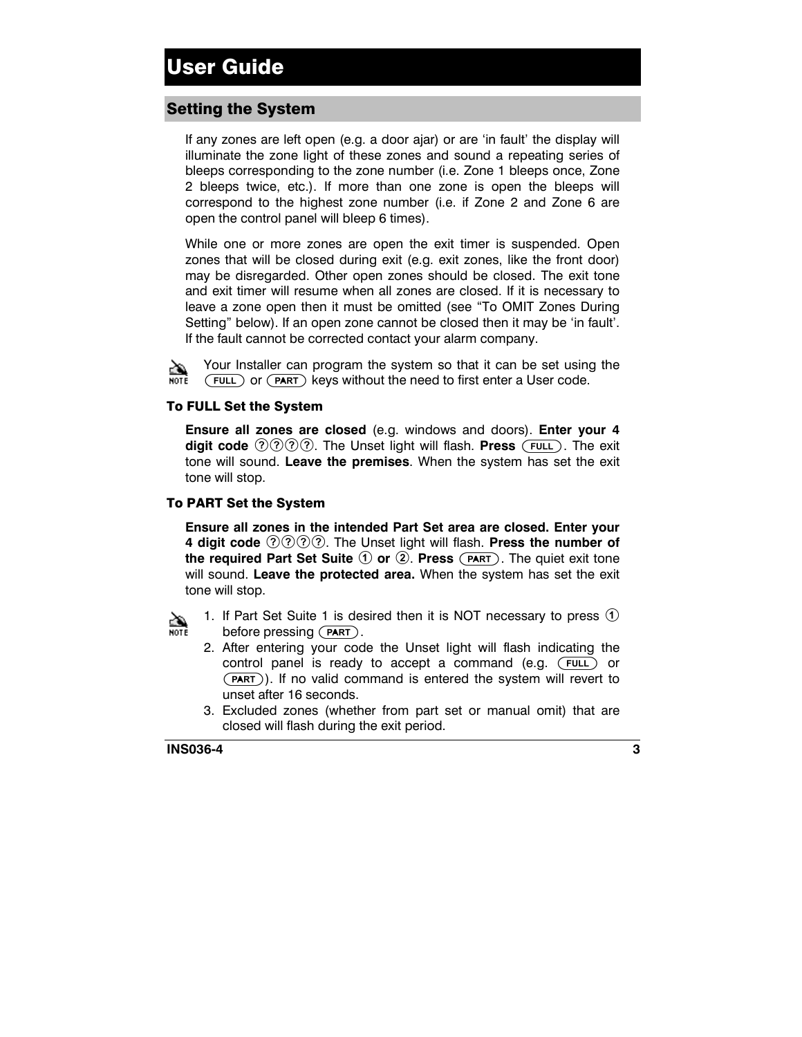# User Guide

## Setting the System

If any zones are left open (e.g. a door ajar) or are 'in fault' the display will illuminate the zone light of these zones and sound a repeating series of bleeps corresponding to the zone number (i.e. Zone 1 bleeps once, Zone 2 bleeps twice, etc.). If more than one zone is open the bleeps will correspond to the highest zone number (i.e. if Zone 2 and Zone 6 are open the control panel will bleep 6 times).

While one or more zones are open the exit timer is suspended. Open zones that will be closed during exit (e.g. exit zones, like the front door) may be disregarded. Other open zones should be closed. The exit tone and exit timer will resume when all zones are closed. If it is necessary to leave a zone open then it must be omitted (see "To OMIT Zones During Setting" below). If an open zone cannot be closed then it may be 'in fault'. If the fault cannot be corrected contact your alarm company.

NOTE: Your Installer can program the system so that it can be set using the (FULL) or (PART) keys without the need to first enter a User code.

### To FULL Set the System

**Ensure all zones are closed** (e.g. windows and doors). **Enter your 4 digit code** ????. The Unset light will flash. **Press** (FULL). The exit tone will sound. **Leave the premises**. When the system has set the exit tone will stop.

### To PART Set the System

**Ensure all zones in the intended Part Set area are closed. Enter your 4 digit code** ????. The Unset light will flash. **Press the number of the required Part Set Suite** ① **or** ②. **Press** (PART). The quiet exit tone will sound. **Leave the protected area.** When the system has set the exit tone will stop.

NOTE:

1. If Part Set Suite 1 is desired then it is NOT necessary to press ① before pressing (PART).
2. After entering your code the Unset light will flash indicating the control panel is ready to accept a command (e.g. (FULL) or (PART)). If no valid command is entered the system will revert to unset after 16 seconds.
3. Excluded zones (whether from part set or manual omit) that are closed will flash during the exit period.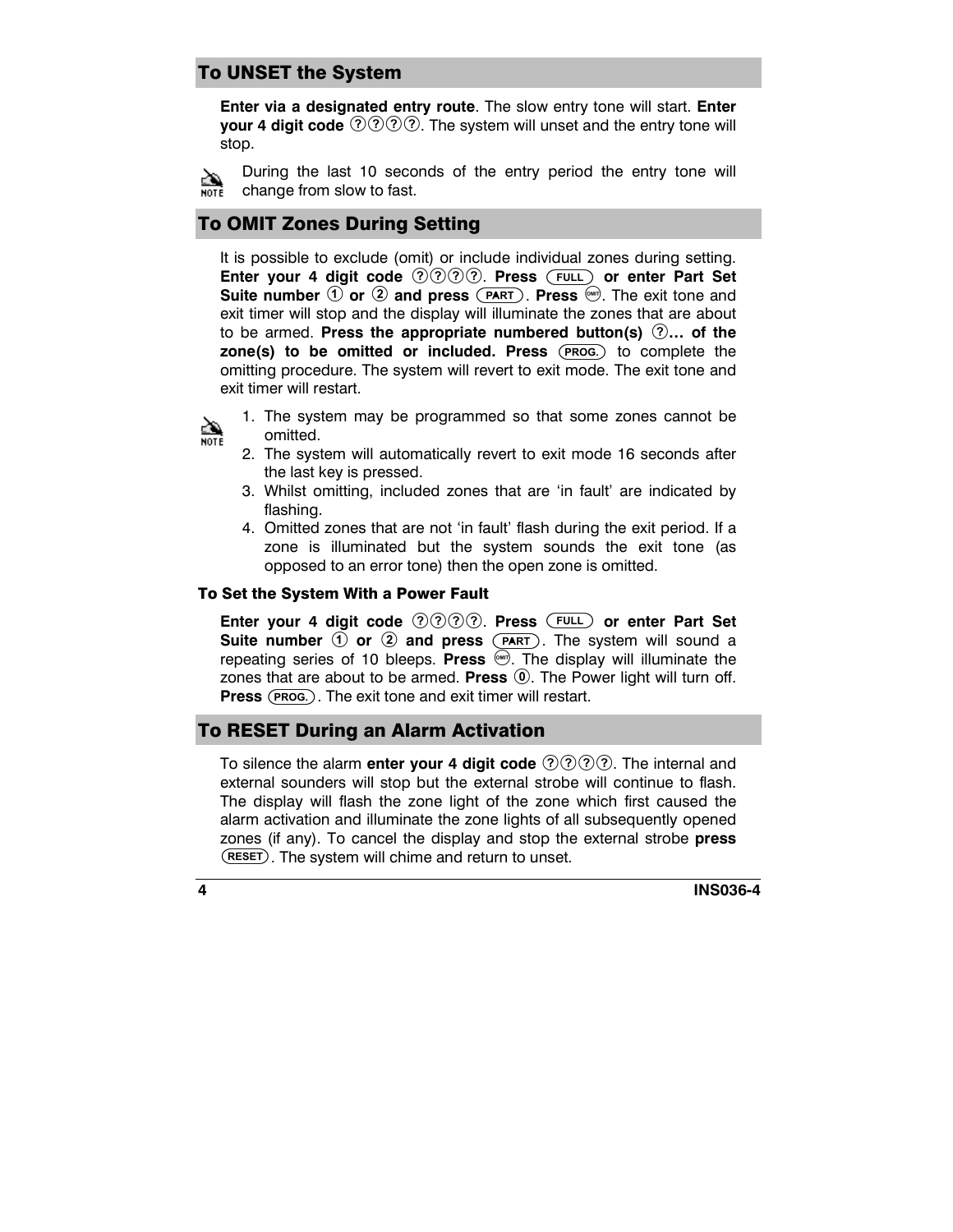## To UNSET the System

**Enter via a designated entry route**. The slow entry tone will start. **Enter your 4 digit code** ????. The system will unset and the entry tone will stop.

NOTE: During the last 10 seconds of the entry period the entry tone will change from slow to fast.

## To OMIT Zones During Setting

It is possible to exclude (omit) or include individual zones during setting. **Enter your 4 digit code** ????. **Press** (FULL) **or enter Part Set Suite number** ① **or** ② **and press** (PART). **Press** (OMIT). The exit tone and exit timer will stop and the display will illuminate the zones that are about to be armed. **Press the appropriate numbered button(s)** ?**… of the zone(s) to be omitted or included. Press** (PROG.) to complete the omitting procedure. The system will revert to exit mode. The exit tone and exit timer will restart.

NOTE:

1. The system may be programmed so that some zones cannot be omitted.
2. The system will automatically revert to exit mode 16 seconds after the last key is pressed.
3. Whilst omitting, included zones that are 'in fault' are indicated by flashing.
4. Omitted zones that are not 'in fault' flash during the exit period. If a zone is illuminated but the system sounds the exit tone (as opposed to an error tone) then the open zone is omitted.

### To Set the System With a Power Fault

**Enter your 4 digit code** ????. **Press** (FULL) **or enter Part Set Suite number** ① **or** ② **and press** (PART). The system will sound a repeating series of 10 bleeps. **Press** (OMIT). The display will illuminate the zones that are about to be armed. **Press** ⓪. The Power light will turn off. **Press** (PROG.). The exit tone and exit timer will restart.

## To RESET During an Alarm Activation

To silence the alarm **enter your 4 digit code** ????. The internal and external sounders will stop but the external strobe will continue to flash. The display will flash the zone light of the zone which first caused the alarm activation and illuminate the zone lights of all subsequently opened zones (if any). To cancel the display and stop the external strobe **press** (RESET). The system will chime and return to unset.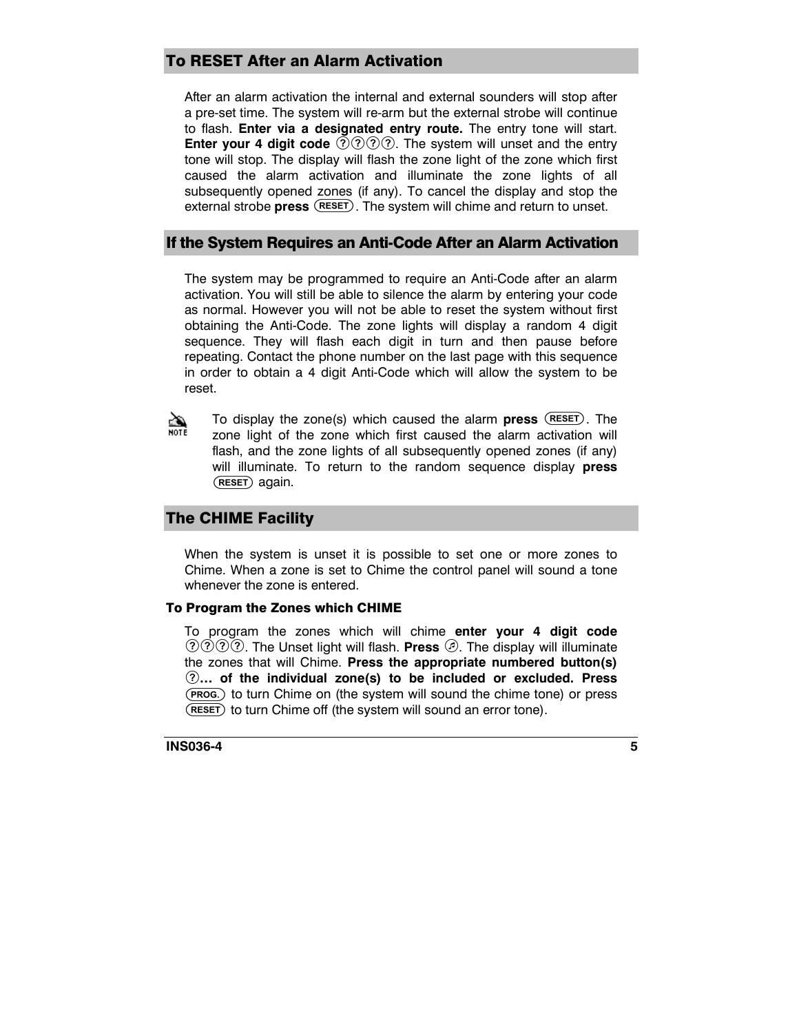## To RESET After an Alarm Activation

After an alarm activation the internal and external sounders will stop after a pre-set time. The system will re-arm but the external strobe will continue to flash. **Enter via a designated entry route.** The entry tone will start. **Enter your 4 digit code** ????. The system will unset and the entry tone will stop. The display will flash the zone light of the zone which first caused the alarm activation and illuminate the zone lights of all subsequently opened zones (if any). To cancel the display and stop the external strobe **press** (RESET). The system will chime and return to unset.

## If the System Requires an Anti-Code After an Alarm Activation

The system may be programmed to require an Anti-Code after an alarm activation. You will still be able to silence the alarm by entering your code as normal. However you will not be able to reset the system without first obtaining the Anti-Code. The zone lights will display a random 4 digit sequence. They will flash each digit in turn and then pause before repeating. Contact the phone number on the last page with this sequence in order to obtain a 4 digit Anti-Code which will allow the system to be reset.

NOTE: To display the zone(s) which caused the alarm **press** (RESET). The zone light of the zone which first caused the alarm activation will flash, and the zone lights of all subsequently opened zones (if any) will illuminate. To return to the random sequence display **press** (RESET) again.

## The CHIME Facility

When the system is unset it is possible to set one or more zones to Chime. When a zone is set to Chime the control panel will sound a tone whenever the zone is entered.

### To Program the Zones which CHIME

To program the zones which will chime **enter your 4 digit code** ????. The Unset light will flash. **Press** ♫. The display will illuminate the zones that will Chime. **Press the appropriate numbered button(s)** **?… of the individual zone(s) to be included or excluded. Press** (PROG.) to turn Chime on (the system will sound the chime tone) or press (RESET) to turn Chime off (the system will sound an error tone).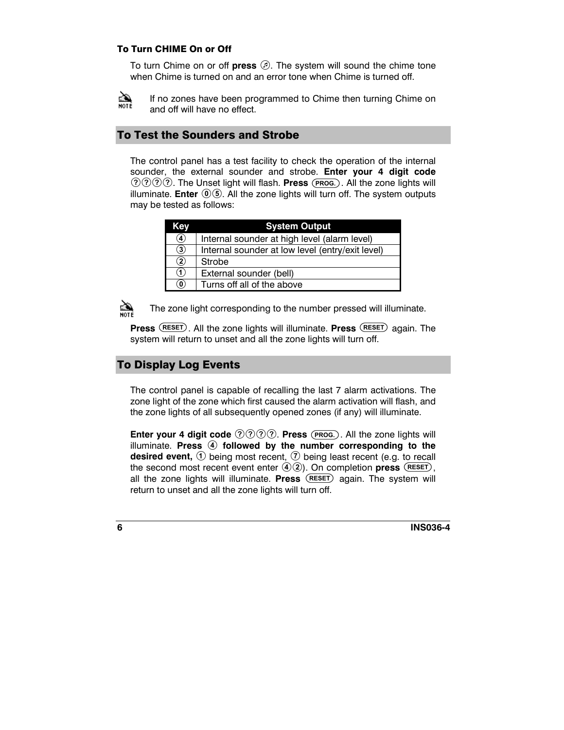### To Turn CHIME On or Off

To turn Chime on or off **press** ♫. The system will sound the chime tone when Chime is turned on and an error tone when Chime is turned off.

NOTE: If no zones have been programmed to Chime then turning Chime on and off will have no effect.

## To Test the Sounders and Strobe

The control panel has a test facility to check the operation of the internal sounder, the external sounder and strobe. **Enter your 4 digit code** ????. The Unset light will flash. **Press** (PROG.). All the zone lights will illuminate. **Enter** 05. All the zone lights will turn off. The system outputs may be tested as follows:

| Key | System Output |
|---|---|
| 4 | Internal sounder at high level (alarm level) |
| 3 | Internal sounder at low level (entry/exit level) |
| 2 | Strobe |
| 1 | External sounder (bell) |
| 0 | Turns off all of the above |

NOTE: The zone light corresponding to the number pressed will illuminate.

**Press** (RESET). All the zone lights will illuminate. **Press** (RESET) again. The system will return to unset and all the zone lights will turn off.

## To Display Log Events

The control panel is capable of recalling the last 7 alarm activations. The zone light of the zone which first caused the alarm activation will flash, and the zone lights of all subsequently opened zones (if any) will illuminate.

**Enter your 4 digit code** ????. **Press** (PROG.). All the zone lights will illuminate. **Press 4 followed by the number corresponding to the desired event,** 1 being most recent, 7 being least recent (e.g. to recall the second most recent event enter 42). On completion **press** (RESET), all the zone lights will illuminate. **Press** (RESET) again. The system will return to unset and all the zone lights will turn off.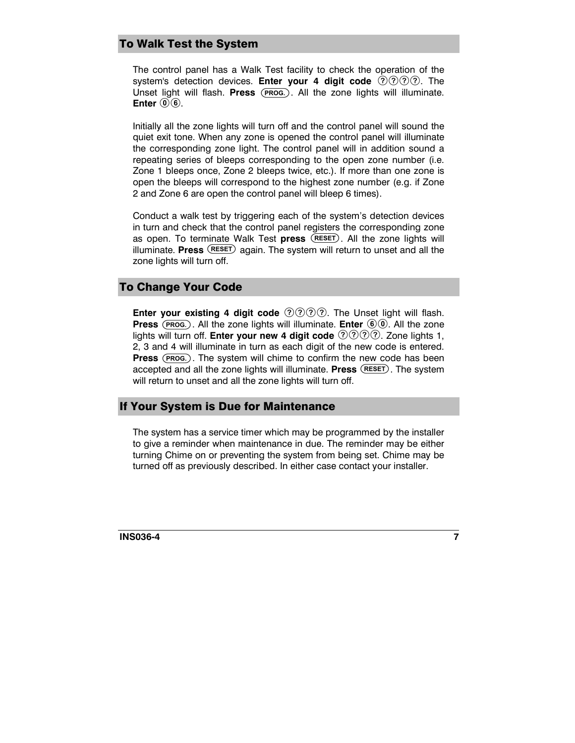## To Walk Test the System

The control panel has a Walk Test facility to check the operation of the system's detection devices. **Enter your 4 digit code** ⓘⓘⓘⓘ. The Unset light will flash. **Press** (PROG.). All the zone lights will illuminate. **Enter** ⓪⑥.

Initially all the zone lights will turn off and the control panel will sound the quiet exit tone. When any zone is opened the control panel will illuminate the corresponding zone light. The control panel will in addition sound a repeating series of bleeps corresponding to the open zone number (i.e. Zone 1 bleeps once, Zone 2 bleeps twice, etc.). If more than one zone is open the bleeps will correspond to the highest zone number (e.g. if Zone 2 and Zone 6 are open the control panel will bleep 6 times).

Conduct a walk test by triggering each of the system's detection devices in turn and check that the control panel registers the corresponding zone as open. To terminate Walk Test **press** (RESET). All the zone lights will illuminate. **Press** (RESET) again. The system will return to unset and all the zone lights will turn off.

## To Change Your Code

**Enter your existing 4 digit code** ⓘⓘⓘⓘ. The Unset light will flash. **Press** (PROG.). All the zone lights will illuminate. **Enter** ⑥⓪. All the zone lights will turn off. **Enter your new 4 digit code** ⓘⓘⓘⓘ. Zone lights 1, 2, 3 and 4 will illuminate in turn as each digit of the new code is entered. **Press** (PROG.). The system will chime to confirm the new code has been accepted and all the zone lights will illuminate. **Press** (RESET). The system will return to unset and all the zone lights will turn off.

## If Your System is Due for Maintenance

The system has a service timer which may be programmed by the installer to give a reminder when maintenance in due. The reminder may be either turning Chime on or preventing the system from being set. Chime may be turned off as previously described. In either case contact your installer.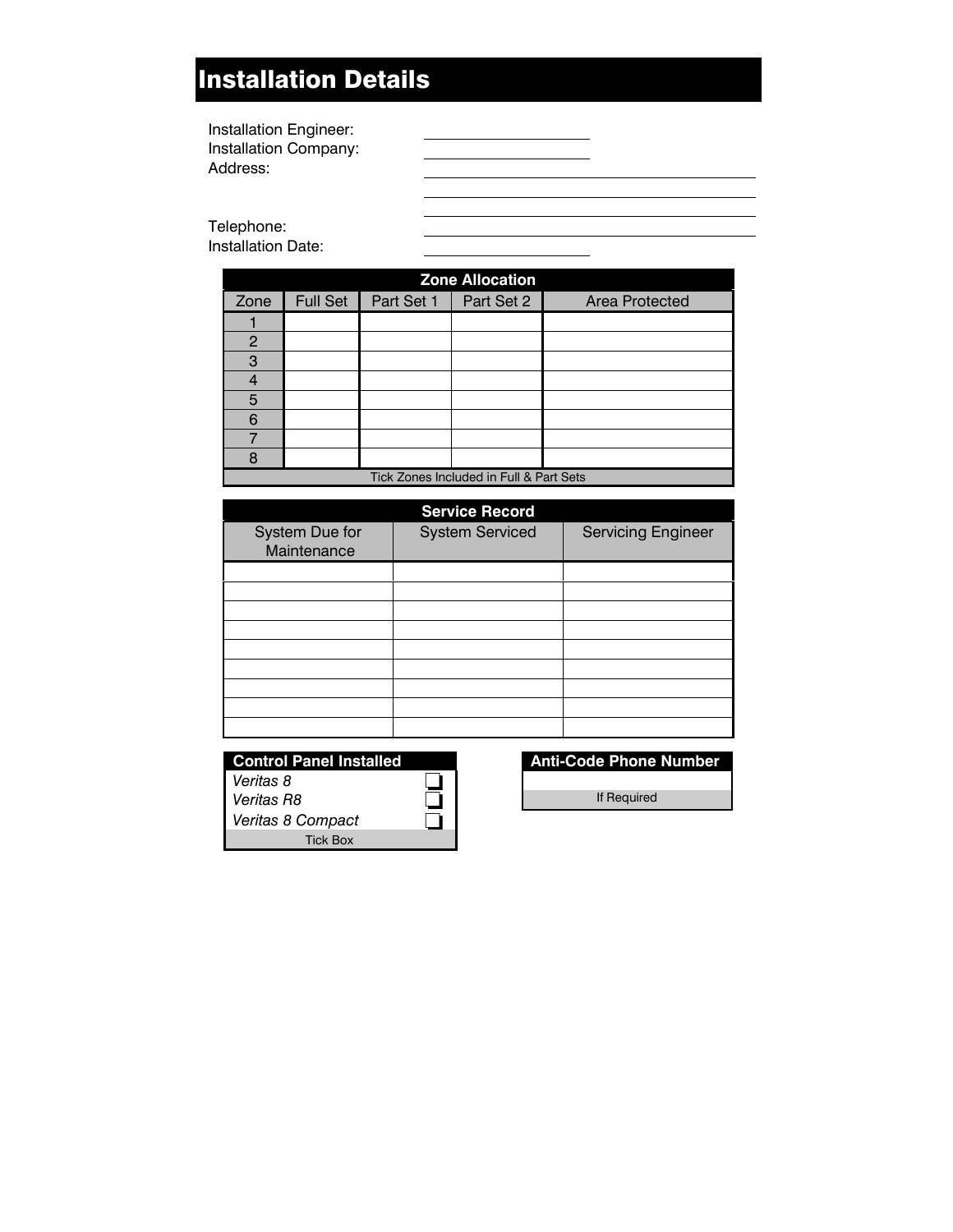# Installation Details

Installation Engineer: \_\_\_\_\_\_\_\_\_\_\_\_\_\_\_\_\_\_\_\_

Installation Company: \_\_\_\_\_\_\_\_\_\_\_\_\_\_\_\_\_\_\_\_

Address: \_\_\_\_\_\_\_\_\_\_\_\_\_\_\_\_\_\_\_\_\_\_\_\_\_\_\_\_\_\_\_\_\_\_\_\_\_\_\_\_

\_\_\_\_\_\_\_\_\_\_\_\_\_\_\_\_\_\_\_\_\_\_\_\_\_\_\_\_\_\_\_\_\_\_\_\_\_\_\_\_

\_\_\_\_\_\_\_\_\_\_\_\_\_\_\_\_\_\_\_\_\_\_\_\_\_\_\_\_\_\_\_\_\_\_\_\_\_\_\_\_

Telephone: \_\_\_\_\_\_\_\_\_\_\_\_\_\_\_\_\_\_\_\_\_\_\_\_\_\_\_\_\_\_\_\_\_\_\_\_\_\_\_\_

Installation Date: \_\_\_\_\_\_\_\_\_\_\_\_\_\_\_\_\_\_\_\_

## Zone Allocation

| Zone | Full Set | Part Set 1 | Part Set 2 | Area Protected |
|---|---|---|---|---|
| 1 | | | | |
| 2 | | | | |
| 3 | | | | |
| 4 | | | | |
| 5 | | | | |
| 6 | | | | |
| 7 | | | | |
| 8 | | | | |

Tick Zones Included in Full & Part Sets

## Service Record

| System Due for Maintenance | System Serviced | Servicing Engineer |
|---|---|---|
| | | |
| | | |
| | | |
| | | |
| | | |
| | | |
| | | |
| | | |
| | | |

## Control Panel Installed

- *Veritas 8* ❑
- *Veritas R8* ❑
- *Veritas 8 Compact* ❑

Tick Box

## Anti-Code Phone Number

If Required